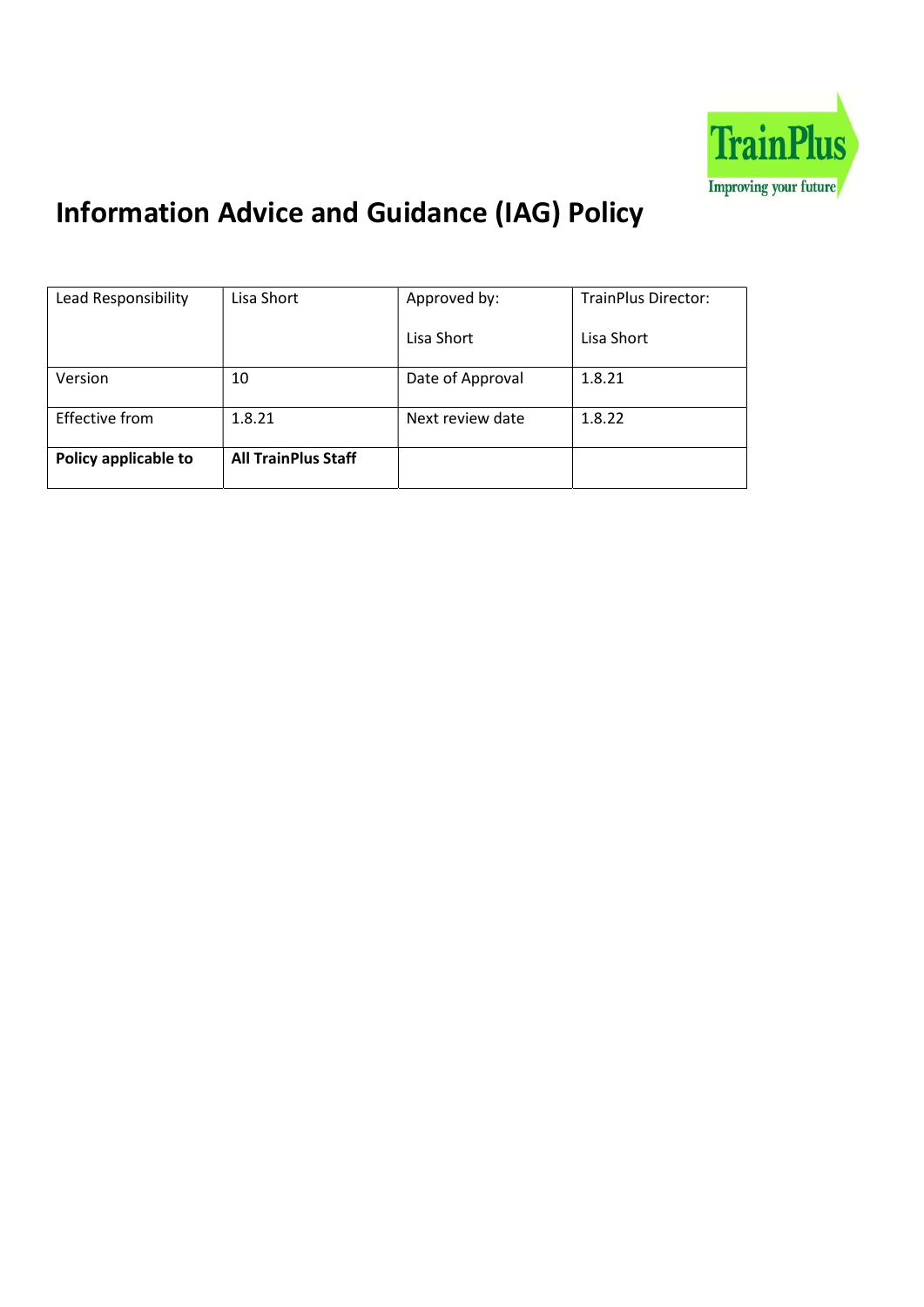# Information Advice and Guidance (IAG) Policy

| Lead Responsibility | Lisa Short | Approved by:<br><br>Lisa Short | TrainPlus Director:<br><br>Lisa Short |
|---|---|---|---|
| Version | 10 | Date of Approval | 1.8.21 |
| Effective from | 1.8.21 | Next review date | 1.8.22 |
| **Policy applicable to** | **All TrainPlus Staff** | | |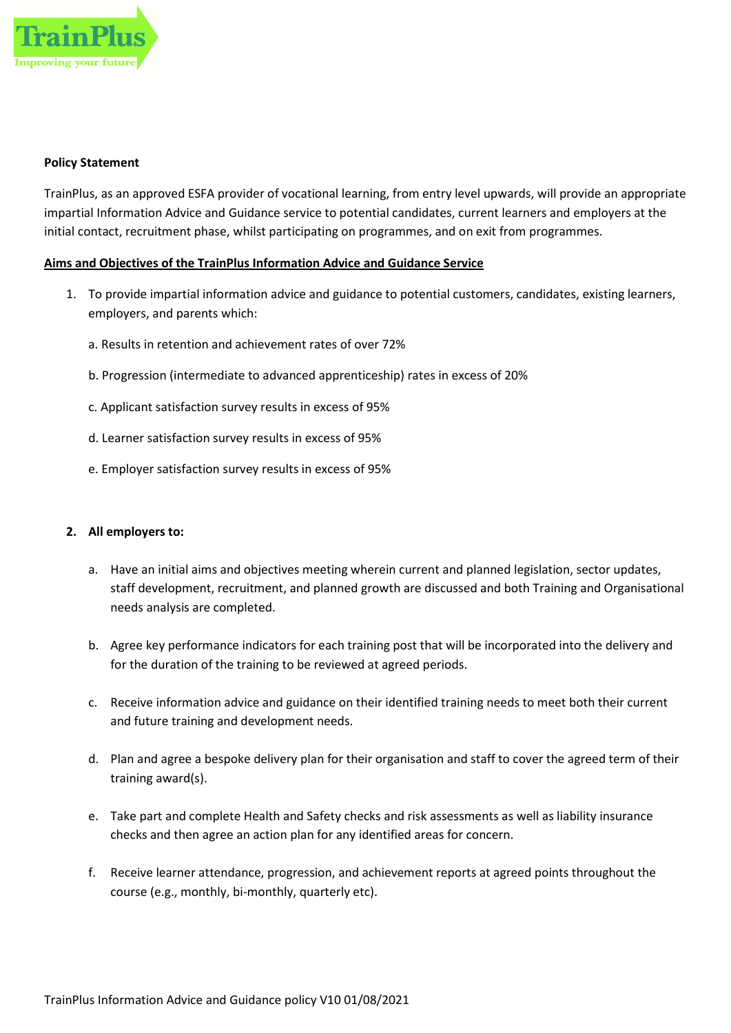**Policy Statement**

TrainPlus, as an approved ESFA provider of vocational learning, from entry level upwards, will provide an appropriate impartial Information Advice and Guidance service to potential candidates, current learners and employers at the initial contact, recruitment phase, whilst participating on programmes, and on exit from programmes.

**Aims and Objectives of the TrainPlus Information Advice and Guidance Service**

1. To provide impartial information advice and guidance to potential customers, candidates, existing learners, employers, and parents which:

   a. Results in retention and achievement rates of over 72%

   b. Progression (intermediate to advanced apprenticeship) rates in excess of 20%

   c. Applicant satisfaction survey results in excess of 95%

   d. Learner satisfaction survey results in excess of 95%

   e. Employer satisfaction survey results in excess of 95%

2. **All employers to:**

   a. Have an initial aims and objectives meeting wherein current and planned legislation, sector updates, staff development, recruitment, and planned growth are discussed and both Training and Organisational needs analysis are completed.

   b. Agree key performance indicators for each training post that will be incorporated into the delivery and for the duration of the training to be reviewed at agreed periods.

   c. Receive information advice and guidance on their identified training needs to meet both their current and future training and development needs.

   d. Plan and agree a bespoke delivery plan for their organisation and staff to cover the agreed term of their training award(s).

   e. Take part and complete Health and Safety checks and risk assessments as well as liability insurance checks and then agree an action plan for any identified areas for concern.

   f. Receive learner attendance, progression, and achievement reports at agreed points throughout the course (e.g., monthly, bi-monthly, quarterly etc).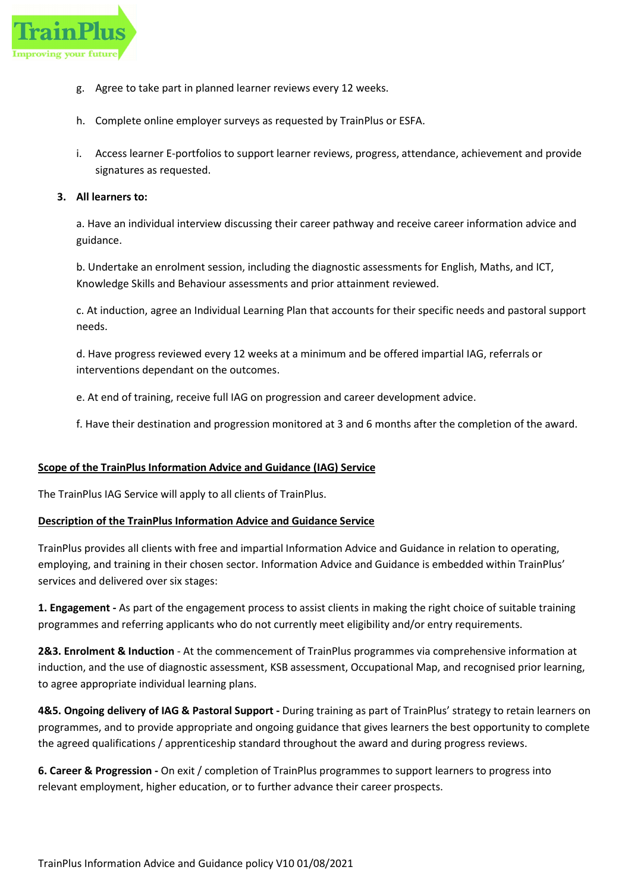g. Agree to take part in planned learner reviews every 12 weeks.

h. Complete online employer surveys as requested by TrainPlus or ESFA.

i. Access learner E-portfolios to support learner reviews, progress, attendance, achievement and provide signatures as requested.

**3. All learners to:**

a. Have an individual interview discussing their career pathway and receive career information advice and guidance.

b. Undertake an enrolment session, including the diagnostic assessments for English, Maths, and ICT, Knowledge Skills and Behaviour assessments and prior attainment reviewed.

c. At induction, agree an Individual Learning Plan that accounts for their specific needs and pastoral support needs.

d. Have progress reviewed every 12 weeks at a minimum and be offered impartial IAG, referrals or interventions dependant on the outcomes.

e. At end of training, receive full IAG on progression and career development advice.

f. Have their destination and progression monitored at 3 and 6 months after the completion of the award.

**<u>Scope of the TrainPlus Information Advice and Guidance (IAG) Service</u>**

The TrainPlus IAG Service will apply to all clients of TrainPlus.

**<u>Description of the TrainPlus Information Advice and Guidance Service</u>**

TrainPlus provides all clients with free and impartial Information Advice and Guidance in relation to operating, employing, and training in their chosen sector. Information Advice and Guidance is embedded within TrainPlus' services and delivered over six stages:

**1. Engagement -** As part of the engagement process to assist clients in making the right choice of suitable training programmes and referring applicants who do not currently meet eligibility and/or entry requirements.

**2&3. Enrolment & Induction** - At the commencement of TrainPlus programmes via comprehensive information at induction, and the use of diagnostic assessment, KSB assessment, Occupational Map, and recognised prior learning, to agree appropriate individual learning plans.

**4&5. Ongoing delivery of IAG & Pastoral Support -** During training as part of TrainPlus' strategy to retain learners on programmes, and to provide appropriate and ongoing guidance that gives learners the best opportunity to complete the agreed qualifications / apprenticeship standard throughout the award and during progress reviews.

**6. Career & Progression -** On exit / completion of TrainPlus programmes to support learners to progress into relevant employment, higher education, or to further advance their career prospects.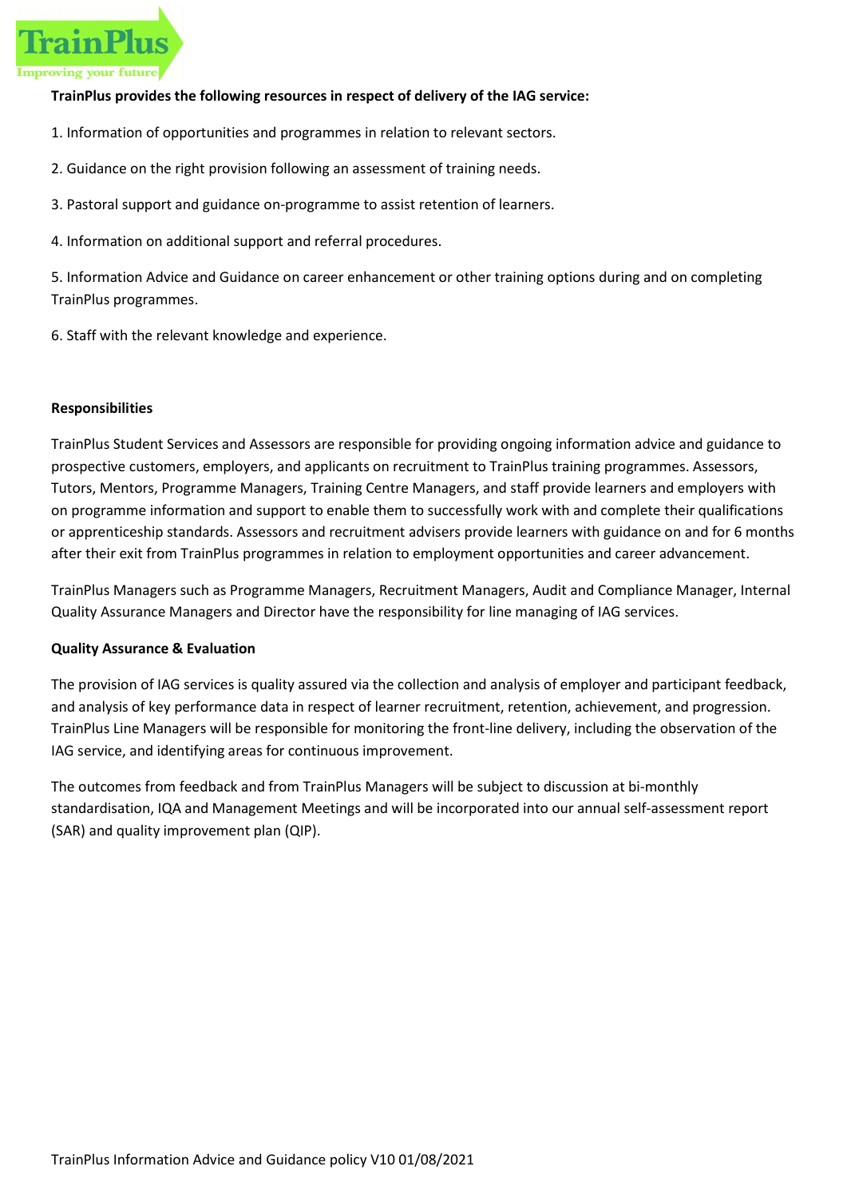**TrainPlus provides the following resources in respect of delivery of the IAG service:**

1. Information of opportunities and programmes in relation to relevant sectors.

2. Guidance on the right provision following an assessment of training needs.

3. Pastoral support and guidance on-programme to assist retention of learners.

4. Information on additional support and referral procedures.

5. Information Advice and Guidance on career enhancement or other training options during and on completing TrainPlus programmes.

6. Staff with the relevant knowledge and experience.

**Responsibilities**

TrainPlus Student Services and Assessors are responsible for providing ongoing information advice and guidance to prospective customers, employers, and applicants on recruitment to TrainPlus training programmes. Assessors, Tutors, Mentors, Programme Managers, Training Centre Managers, and staff provide learners and employers with on programme information and support to enable them to successfully work with and complete their qualifications or apprenticeship standards. Assessors and recruitment advisers provide learners with guidance on and for 6 months after their exit from TrainPlus programmes in relation to employment opportunities and career advancement.

TrainPlus Managers such as Programme Managers, Recruitment Managers, Audit and Compliance Manager, Internal Quality Assurance Managers and Director have the responsibility for line managing of IAG services.

**Quality Assurance & Evaluation**

The provision of IAG services is quality assured via the collection and analysis of employer and participant feedback, and analysis of key performance data in respect of learner recruitment, retention, achievement, and progression. TrainPlus Line Managers will be responsible for monitoring the front-line delivery, including the observation of the IAG service, and identifying areas for continuous improvement.

The outcomes from feedback and from TrainPlus Managers will be subject to discussion at bi-monthly standardisation, IQA and Management Meetings and will be incorporated into our annual self-assessment report (SAR) and quality improvement plan (QIP).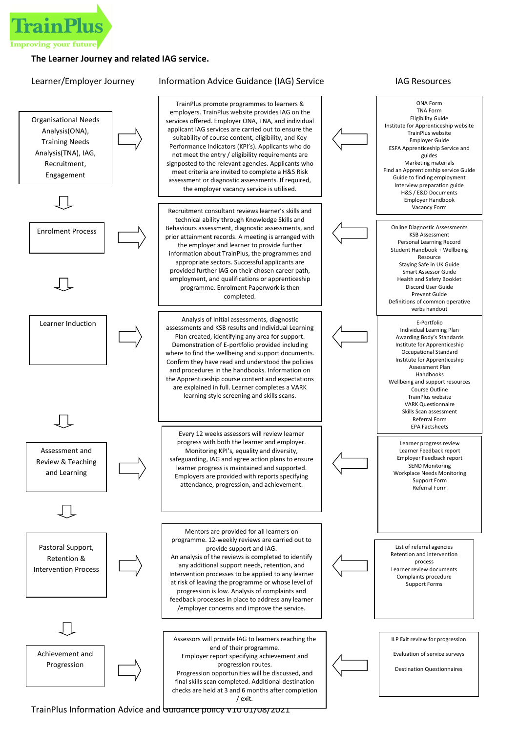TrainPlus
Improving your future

**The Learner Journey and related IAG service.**

| Learner/Employer Journey | Information Advice Guidance (IAG) Service | IAG Resources |
|---|---|---|
| Organisational Needs Analysis(ONA), Training Needs Analysis(TNA), IAG, Recruitment, Engagement | TrainPlus promote programmes to learners & employers. TrainPlus website provides IAG on the services offered. Employer ONA, TNA, and individual applicant IAG services are carried out to ensure the suitability of course content, eligibility, and Key Performance Indicators (KPI's). Applicants who do not meet the entry / eligibility requirements are signposted to the relevant agencies. Applicants who meet criteria are invited to complete a H&S Risk assessment or diagnostic assessments. If required, the employer vacancy service is utilised. | ONA Form<br>TNA Form<br>Eligibility Guide<br>Institute for Apprenticeship website<br>TrainPlus website<br>Employer Guide<br>ESFA Apprenticeship Service and guides<br>Marketing materials<br>Find an Apprenticeship service Guide<br>Guide to finding employment<br>Interview preparation guide<br>H&S / E&D Documents<br>Employer Handbook<br>Vacancy Form |
| Enrolment Process | Recruitment consultant reviews learner's skills and technical ability through Knowledge Skills and Behaviours assessment, diagnostic assessments, and prior attainment records. A meeting is arranged with the employer and learner to provide further information about TrainPlus, the programmes and appropriate sectors. Successful applicants are provided further IAG on their chosen career path, employment, and qualifications or apprenticeship programme. Enrolment Paperwork is then completed. | Online Diagnostic Assessments<br>KSB Assessment<br>Personal Learning Record<br>Student Handbook + Wellbeing Resource<br>Staying Safe in UK Guide<br>Smart Assessor Guide<br>Health and Safety Booklet<br>Discord User Guide<br>Prevent Guide<br>Definitions of common operative verbs handout |
| Learner Induction | Analysis of Initial assessments, diagnostic assessments and KSB results and Individual Learning Plan created, identifying any area for support. Demonstration of E-portfolio provided including where to find the wellbeing and support documents. Confirm they have read and understood the policies and procedures in the handbooks. Information on the Apprenticeship course content and expectations are explained in full. Learner completes a VARK learning style screening and skills scans. | E-Portfolio<br>Individual Learning Plan<br>Awarding Body's Standards<br>Institute for Apprenticeship Occupational Standard<br>Institute for Apprenticeship Assessment Plan<br>Handbooks<br>Wellbeing and support resources<br>Course Outline<br>TrainPlus website<br>VARK Questionnaire<br>Skills Scan assessment<br>Referral Form<br>EPA Factsheets |
| Assessment and Review & Teaching and Learning | Every 12 weeks assessors will review learner progress with both the learner and employer. Monitoring KPI's, equality and diversity, safeguarding, IAG and agree action plans to ensure learner progress is maintained and supported. Employers are provided with reports specifying attendance, progression, and achievement. | Learner progress review<br>Learner Feedback report<br>Employer Feedback report<br>SEND Monitoring<br>Workplace Needs Monitoring<br>Support Form<br>Referral Form |
| Pastoral Support, Retention & Intervention Process | Mentors are provided for all learners on programme. 12-weekly reviews are carried out to provide support and IAG.<br>An analysis of the reviews is completed to identify any additional support needs, retention, and Intervention processes to be applied to any learner at risk of leaving the programme or whose level of progression is low. Analysis of complaints and feedback processes in place to address any learner /employer concerns and improve the service. | List of referral agencies<br>Retention and intervention process<br>Learner review documents<br>Complaints procedure<br>Support Forms |
| Achievement and Progression | Assessors will provide IAG to learners reaching the end of their programme.<br>Employer report specifying achievement and progression routes.<br>Progression opportunities will be discussed, and final skills scan completed. Additional destination checks are held at 3 and 6 months after completion / exit. | ILP Exit review for progression<br>Evaluation of service surveys<br>Destination Questionnaires |

TrainPlus Information Advice and Guidance policy V10 01/08/2021